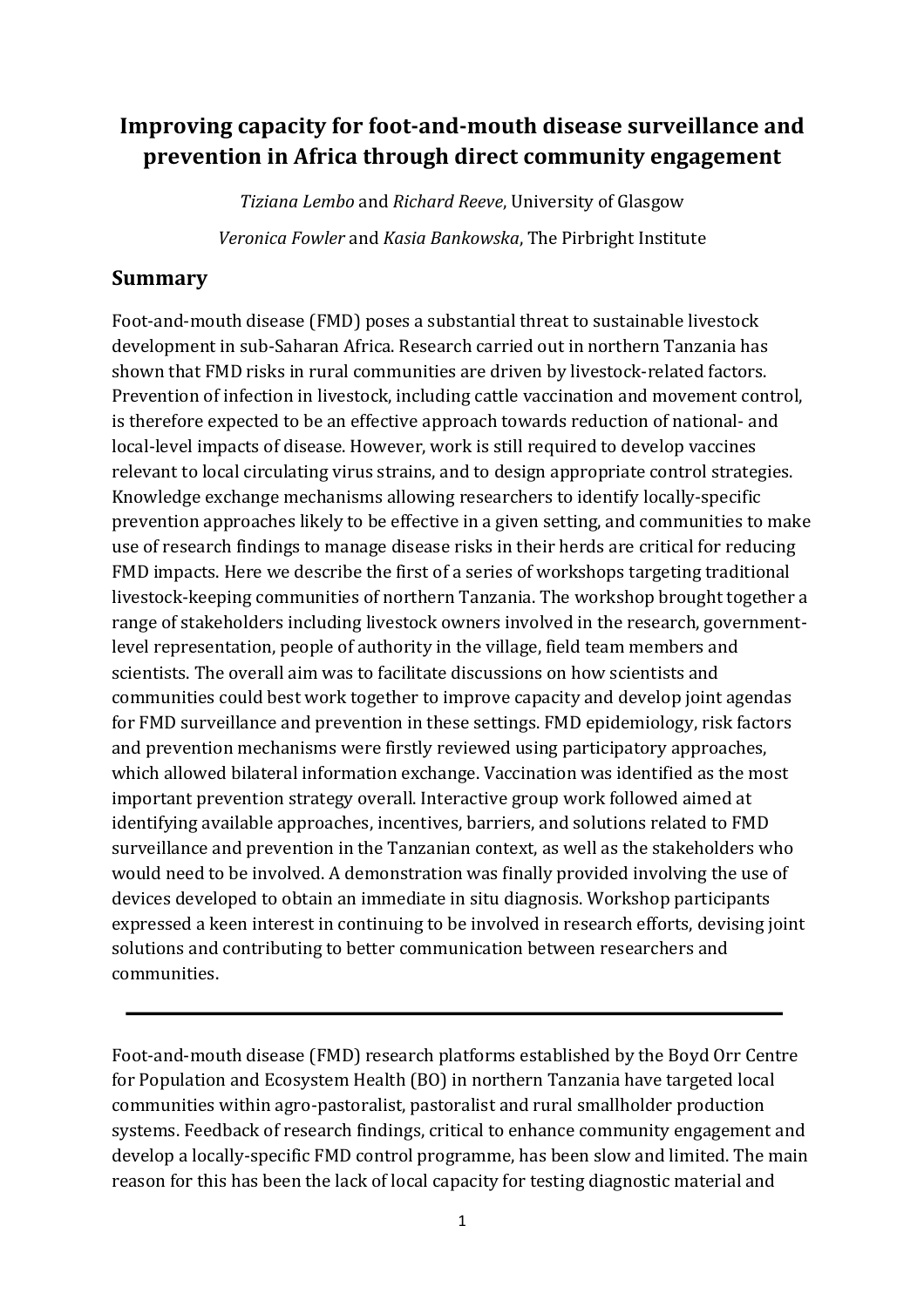# Improving capacity for foot-and-mouth disease surveillance and prevention in Africa through direct community engagement

*Tiziana Lembo* and *Richard Reeve*, University of Glasgow

*Veronica Fowler* and *Kasia Bankowska*, The Pirbright Institute

## Summary

Foot-and-mouth disease (FMD) poses a substantial threat to sustainable livestock development in sub-Saharan Africa. Research carried out in northern Tanzania has shown that FMD risks in rural communities are driven by livestock-related factors. Prevention of infection in livestock, including cattle vaccination and movement control, is therefore expected to be an effective approach towards reduction of national- and local-level impacts of disease. However, work is still required to develop vaccines relevant to local circulating virus strains, and to design appropriate control strategies. Knowledge exchange mechanisms allowing researchers to identify locally-specific prevention approaches likely to be effective in a given setting, and communities to make use of research findings to manage disease risks in their herds are critical for reducing FMD impacts. Here we describe the first of a series of workshops targeting traditional livestock-keeping communities of northern Tanzania. The workshop brought together a range of stakeholders including livestock owners involved in the research, government-level representation, people of authority in the village, field team members and scientists. The overall aim was to facilitate discussions on how scientists and communities could best work together to improve capacity and develop joint agendas for FMD surveillance and prevention in these settings. FMD epidemiology, risk factors and prevention mechanisms were firstly reviewed using participatory approaches, which allowed bilateral information exchange. Vaccination was identified as the most important prevention strategy overall. Interactive group work followed aimed at identifying available approaches, incentives, barriers, and solutions related to FMD surveillance and prevention in the Tanzanian context, as well as the stakeholders who would need to be involved. A demonstration was finally provided involving the use of devices developed to obtain an immediate in situ diagnosis. Workshop participants expressed a keen interest in continuing to be involved in research efforts, devising joint solutions and contributing to better communication between researchers and communities.

---

Foot-and-mouth disease (FMD) research platforms established by the Boyd Orr Centre for Population and Ecosystem Health (BO) in northern Tanzania have targeted local communities within agro-pastoralist, pastoralist and rural smallholder production systems. Feedback of research findings, critical to enhance community engagement and develop a locally-specific FMD control programme, has been slow and limited. The main reason for this has been the lack of local capacity for testing diagnostic material and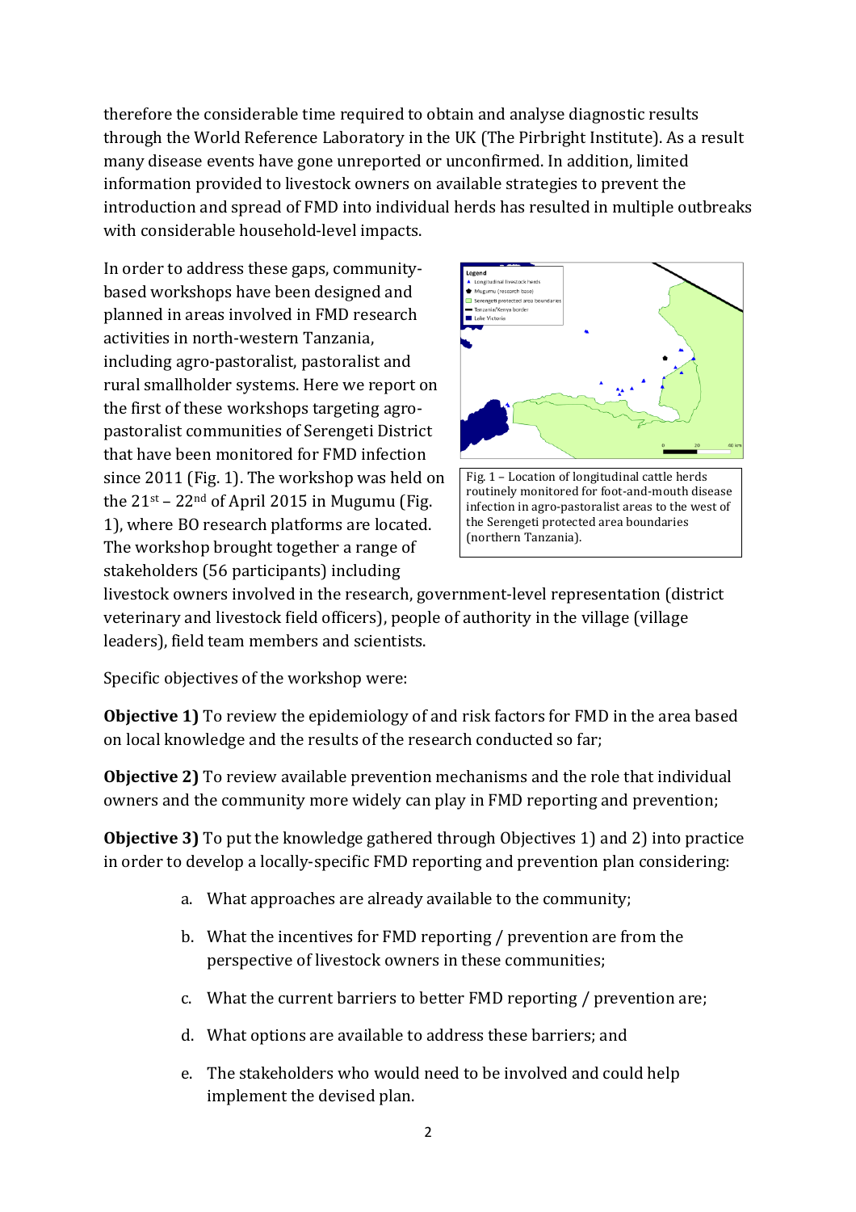therefore the considerable time required to obtain and analyse diagnostic results through the World Reference Laboratory in the UK (The Pirbright Institute). As a result many disease events have gone unreported or unconfirmed. In addition, limited information provided to livestock owners on available strategies to prevent the introduction and spread of FMD into individual herds has resulted in multiple outbreaks with considerable household-level impacts.

In order to address these gaps, community-based workshops have been designed and planned in areas involved in FMD research activities in north-western Tanzania, including agro-pastoralist, pastoralist and rural smallholder systems. Here we report on the first of these workshops targeting agro-pastoralist communities of Serengeti District that have been monitored for FMD infection since 2011 (Fig. 1). The workshop was held on the 21st – 22nd of April 2015 in Mugumu (Fig. 1), where BO research platforms are located. The workshop brought together a range of stakeholders (56 participants) including livestock owners involved in the research, government-level representation (district veterinary and livestock field officers), people of authority in the village (village leaders), field team members and scientists.

Fig. 1 – Location of longitudinal cattle herds routinely monitored for foot-and-mouth disease infection in agro-pastoralist areas to the west of the Serengeti protected area boundaries (northern Tanzania).

Specific objectives of the workshop were:

**Objective 1)** To review the epidemiology of and risk factors for FMD in the area based on local knowledge and the results of the research conducted so far;

**Objective 2)** To review available prevention mechanisms and the role that individual owners and the community more widely can play in FMD reporting and prevention;

**Objective 3)** To put the knowledge gathered through Objectives 1) and 2) into practice in order to develop a locally-specific FMD reporting and prevention plan considering:

a. What approaches are already available to the community;

b. What the incentives for FMD reporting / prevention are from the perspective of livestock owners in these communities;

c. What the current barriers to better FMD reporting / prevention are;

d. What options are available to address these barriers; and

e. The stakeholders who would need to be involved and could help implement the devised plan.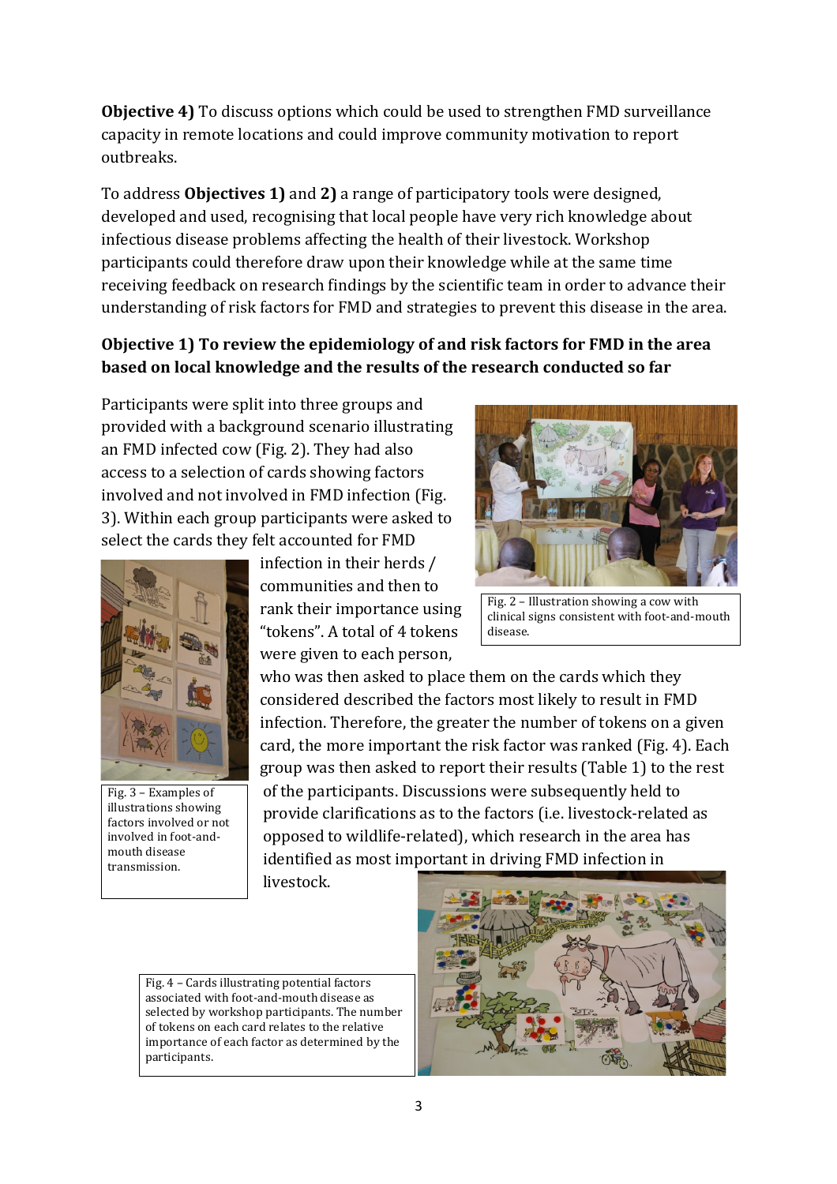**Objective 4)** To discuss options which could be used to strengthen FMD surveillance capacity in remote locations and could improve community motivation to report outbreaks.

To address **Objectives 1)** and **2)** a range of participatory tools were designed, developed and used, recognising that local people have very rich knowledge about infectious disease problems affecting the health of their livestock. Workshop participants could therefore draw upon their knowledge while at the same time receiving feedback on research findings by the scientific team in order to advance their understanding of risk factors for FMD and strategies to prevent this disease in the area.

**Objective 1) To review the epidemiology of and risk factors for FMD in the area based on local knowledge and the results of the research conducted so far**

Participants were split into three groups and provided with a background scenario illustrating an FMD infected cow (Fig. 2). They had also access to a selection of cards showing factors involved and not involved in FMD infection (Fig. 3). Within each group participants were asked to select the cards they felt accounted for FMD infection in their herds / communities and then to rank their importance using "tokens". A total of 4 tokens were given to each person, who was then asked to place them on the cards which they considered described the factors most likely to result in FMD infection. Therefore, the greater the number of tokens on a given card, the more important the risk factor was ranked (Fig. 4). Each group was then asked to report their results (Table 1) to the rest of the participants. Discussions were subsequently held to provide clarifications as to the factors (i.e. livestock-related as opposed to wildlife-related), which research in the area has identified as most important in driving FMD infection in livestock.

Fig. 2 – Illustration showing a cow with clinical signs consistent with foot-and-mouth disease.

Fig. 3 – Examples of illustrations showing factors involved or not involved in foot-and-mouth disease transmission.

Fig. 4 – Cards illustrating potential factors associated with foot-and-mouth disease as selected by workshop participants. The number of tokens on each card relates to the relative importance of each factor as determined by the participants.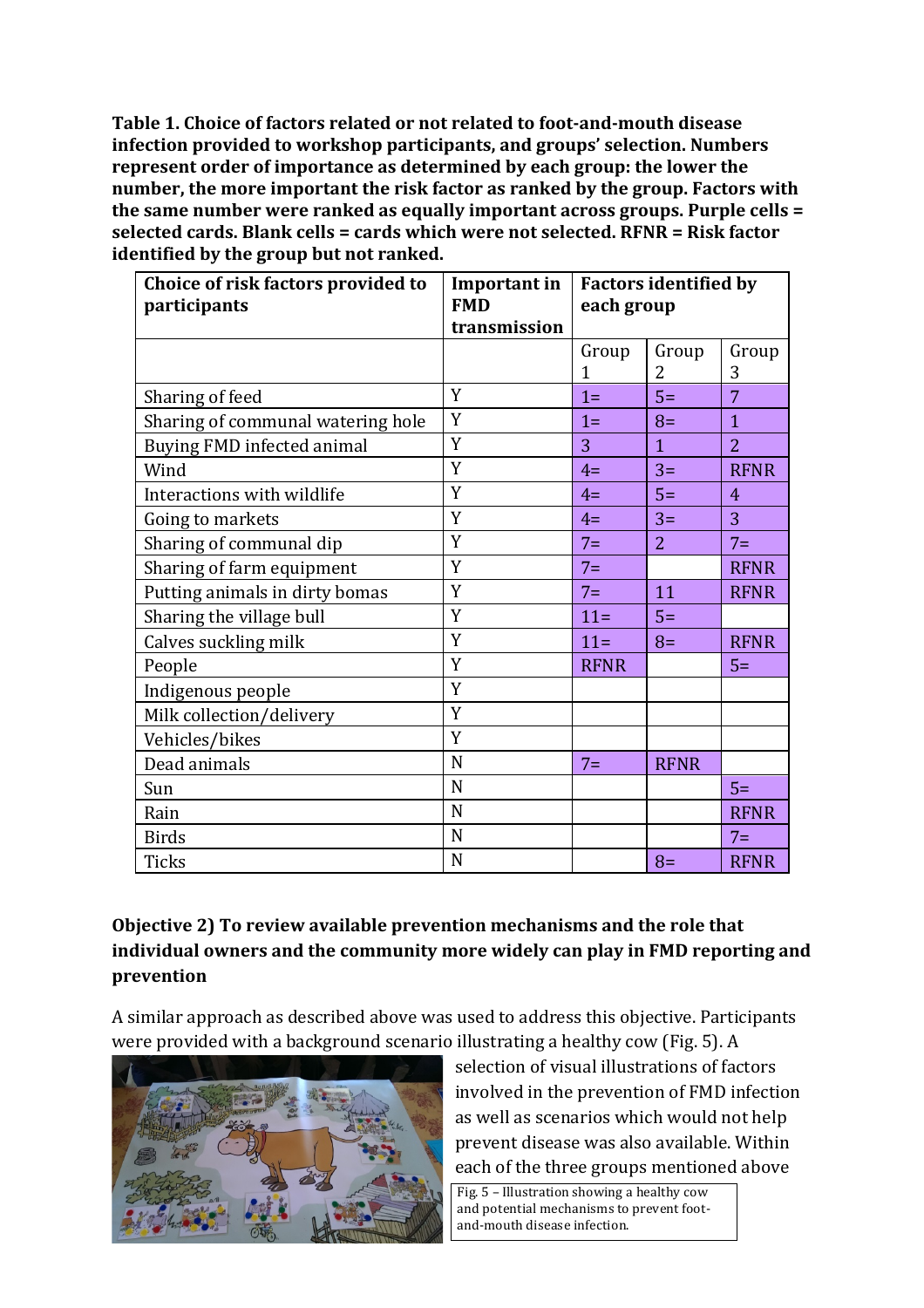**Table 1. Choice of factors related or not related to foot-and-mouth disease infection provided to workshop participants, and groups' selection. Numbers represent order of importance as determined by each group: the lower the number, the more important the risk factor as ranked by the group. Factors with the same number were ranked as equally important across groups. Purple cells = selected cards. Blank cells = cards which were not selected. RFNR = Risk factor identified by the group but not ranked.**

| Choice of risk factors provided to participants | Important in FMD transmission | Factors identified by each group | | |
|---|---|---|---|---|
| | | Group 1 | Group 2 | Group 3 |
| Sharing of feed | Y | 1= | 5= | 7 |
| Sharing of communal watering hole | Y | 1= | 8= | 1 |
| Buying FMD infected animal | Y | 3 | 1 | 2 |
| Wind | Y | 4= | 3= | RFNR |
| Interactions with wildlife | Y | 4= | 5= | 4 |
| Going to markets | Y | 4= | 3= | 3 |
| Sharing of communal dip | Y | 7= | 2 | 7= |
| Sharing of farm equipment | Y | 7= | | RFNR |
| Putting animals in dirty bomas | Y | 7= | 11 | RFNR |
| Sharing the village bull | Y | 11= | 5= | |
| Calves suckling milk | Y | 11= | 8= | RFNR |
| People | Y | RFNR | | 5= |
| Indigenous people | Y | | | |
| Milk collection/delivery | Y | | | |
| Vehicles/bikes | Y | | | |
| Dead animals | N | 7= | RFNR | |
| Sun | N | | | 5= |
| Rain | N | | | RFNR |
| Birds | N | | | 7= |
| Ticks | N | | 8= | RFNR |

**Objective 2) To review available prevention mechanisms and the role that individual owners and the community more widely can play in FMD reporting and prevention**

A similar approach as described above was used to address this objective. Participants were provided with a background scenario illustrating a healthy cow (Fig. 5). A selection of visual illustrations of factors involved in the prevention of FMD infection as well as scenarios which would not help prevent disease was also available. Within each of the three groups mentioned above

Fig. 5 – Illustration showing a healthy cow and potential mechanisms to prevent foot-and-mouth disease infection.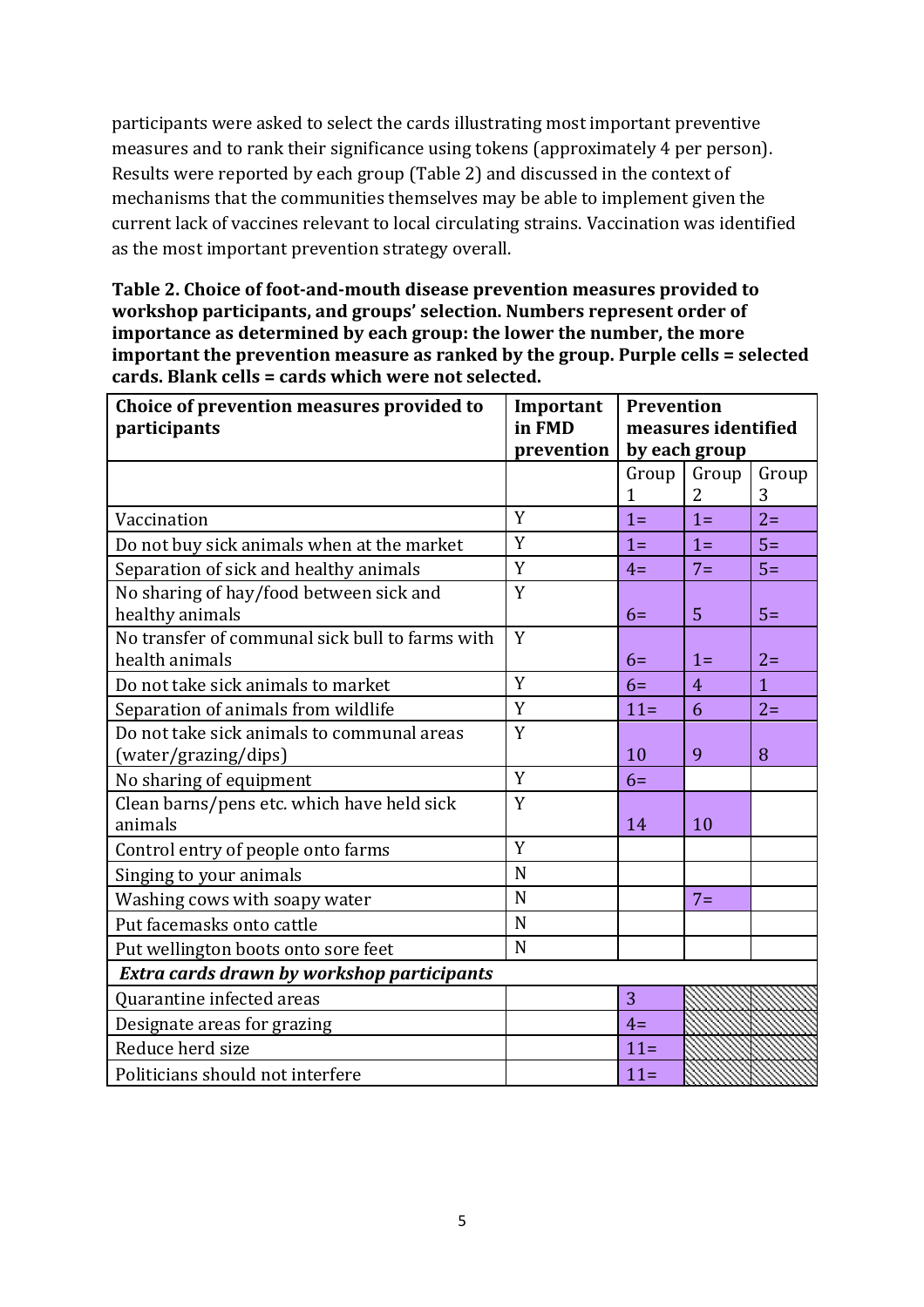participants were asked to select the cards illustrating most important preventive measures and to rank their significance using tokens (approximately 4 per person). Results were reported by each group (Table 2) and discussed in the context of mechanisms that the communities themselves may be able to implement given the current lack of vaccines relevant to local circulating strains. Vaccination was identified as the most important prevention strategy overall.

**Table 2. Choice of foot-and-mouth disease prevention measures provided to workshop participants, and groups' selection. Numbers represent order of importance as determined by each group: the lower the number, the more important the prevention measure as ranked by the group. Purple cells = selected cards. Blank cells = cards which were not selected.**

| Choice of prevention measures provided to participants | Important in FMD prevention | Prevention measures identified by each group | | |
|---|---|---|---|---|
| | | Group 1 | Group 2 | Group 3 |
| Vaccination | Y | 1= | 1= | 2= |
| Do not buy sick animals when at the market | Y | 1= | 1= | 5= |
| Separation of sick and healthy animals | Y | 4= | 7= | 5= |
| No sharing of hay/food between sick and healthy animals | Y | 6= | 5 | 5= |
| No transfer of communal sick bull to farms with health animals | Y | 6= | 1= | 2= |
| Do not take sick animals to market | Y | 6= | 4 | 1 |
| Separation of animals from wildlife | Y | 11= | 6 | 2= |
| Do not take sick animals to communal areas (water/grazing/dips) | Y | 10 | 9 | 8 |
| No sharing of equipment | Y | 6= | | |
| Clean barns/pens etc. which have held sick animals | Y | 14 | 10 | |
| Control entry of people onto farms | Y | | | |
| Singing to your animals | N | | | |
| Washing cows with soapy water | N | | 7= | |
| Put facemasks onto cattle | N | | | |
| Put wellington boots onto sore feet | N | | | |
| ***Extra cards drawn by workshop participants*** | | | | |
| Quarantine infected areas | | 3 | | |
| Designate areas for grazing | | 4= | | |
| Reduce herd size | | 11= | | |
| Politicians should not interfere | | 11= | | |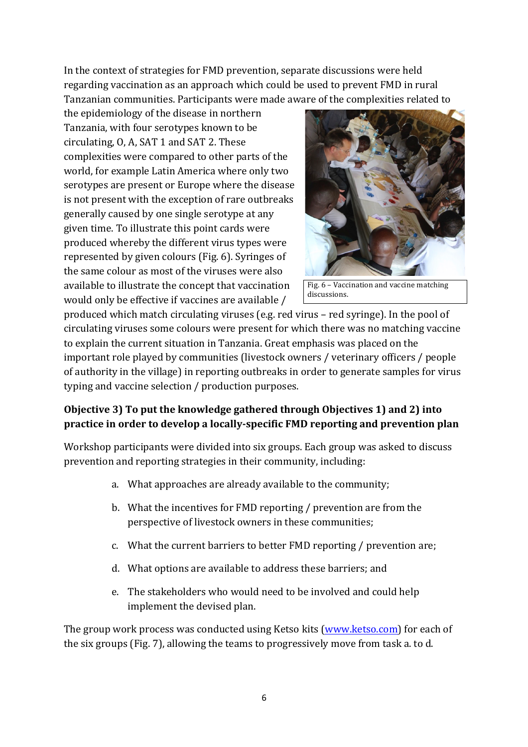In the context of strategies for FMD prevention, separate discussions were held regarding vaccination as an approach which could be used to prevent FMD in rural Tanzanian communities. Participants were made aware of the complexities related to the epidemiology of the disease in northern Tanzania, with four serotypes known to be circulating, O, A, SAT 1 and SAT 2. These complexities were compared to other parts of the world, for example Latin America where only two serotypes are present or Europe where the disease is not present with the exception of rare outbreaks generally caused by one single serotype at any given time. To illustrate this point cards were produced whereby the different virus types were represented by given colours (Fig. 6). Syringes of the same colour as most of the viruses were also available to illustrate the concept that vaccination would only be effective if vaccines are available / produced which match circulating viruses (e.g. red virus – red syringe). In the pool of circulating viruses some colours were present for which there was no matching vaccine to explain the current situation in Tanzania. Great emphasis was placed on the important role played by communities (livestock owners / veterinary officers / people of authority in the village) in reporting outbreaks in order to generate samples for virus typing and vaccine selection / production purposes.

Fig. 6 – Vaccination and vaccine matching discussions.

**Objective 3) To put the knowledge gathered through Objectives 1) and 2) into practice in order to develop a locally-specific FMD reporting and prevention plan**

Workshop participants were divided into six groups. Each group was asked to discuss prevention and reporting strategies in their community, including:

a. What approaches are already available to the community;

b. What the incentives for FMD reporting / prevention are from the perspective of livestock owners in these communities;

c. What the current barriers to better FMD reporting / prevention are;

d. What options are available to address these barriers; and

e. The stakeholders who would need to be involved and could help implement the devised plan.

The group work process was conducted using Ketso kits (www.ketso.com) for each of the six groups (Fig. 7), allowing the teams to progressively move from task a. to d.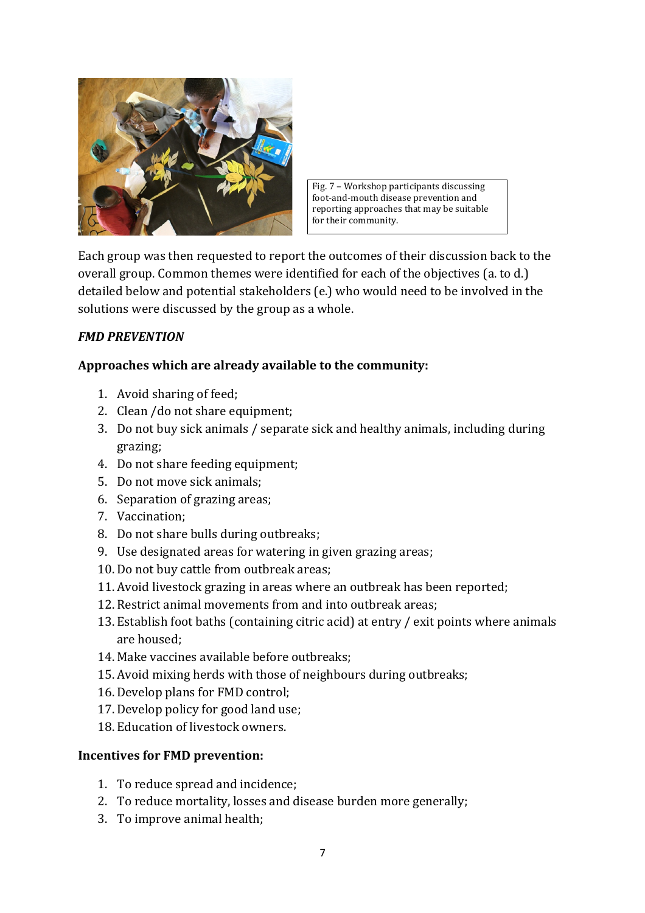Fig. 7 – Workshop participants discussing foot-and-mouth disease prevention and reporting approaches that may be suitable for their community.

Each group was then requested to report the outcomes of their discussion back to the overall group. Common themes were identified for each of the objectives (a. to d.) detailed below and potential stakeholders (e.) who would need to be involved in the solutions were discussed by the group as a whole.

***FMD PREVENTION***

**Approaches which are already available to the community:**

1. Avoid sharing of feed;
2. Clean /do not share equipment;
3. Do not buy sick animals / separate sick and healthy animals, including during grazing;
4. Do not share feeding equipment;
5. Do not move sick animals;
6. Separation of grazing areas;
7. Vaccination;
8. Do not share bulls during outbreaks;
9. Use designated areas for watering in given grazing areas;
10. Do not buy cattle from outbreak areas;
11. Avoid livestock grazing in areas where an outbreak has been reported;
12. Restrict animal movements from and into outbreak areas;
13. Establish foot baths (containing citric acid) at entry / exit points where animals are housed;
14. Make vaccines available before outbreaks;
15. Avoid mixing herds with those of neighbours during outbreaks;
16. Develop plans for FMD control;
17. Develop policy for good land use;
18. Education of livestock owners.

**Incentives for FMD prevention:**

1. To reduce spread and incidence;
2. To reduce mortality, losses and disease burden more generally;
3. To improve animal health;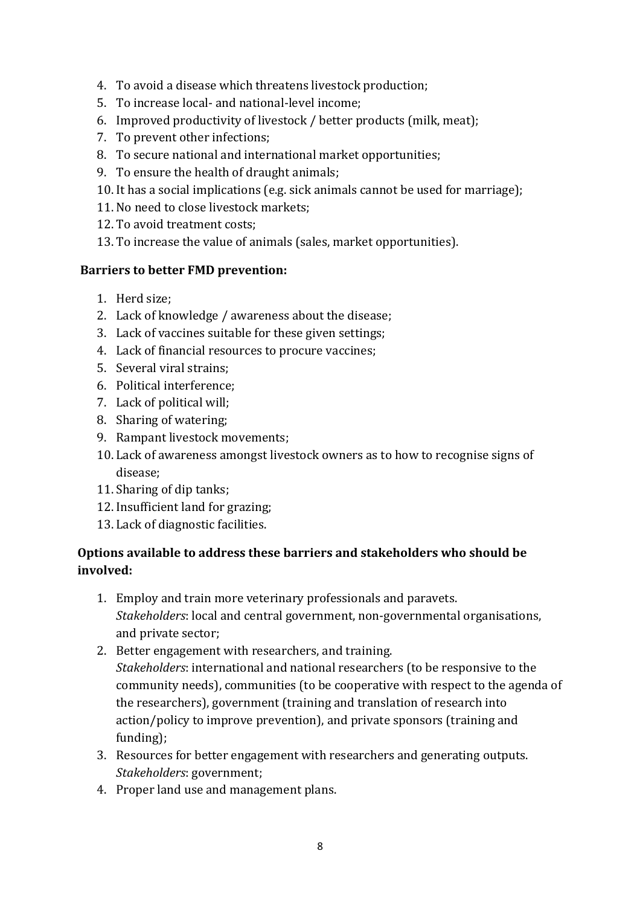4. To avoid a disease which threatens livestock production;
5. To increase local- and national-level income;
6. Improved productivity of livestock / better products (milk, meat);
7. To prevent other infections;
8. To secure national and international market opportunities;
9. To ensure the health of draught animals;
10. It has a social implications (e.g. sick animals cannot be used for marriage);
11. No need to close livestock markets;
12. To avoid treatment costs;
13. To increase the value of animals (sales, market opportunities).

**Barriers to better FMD prevention:**

1. Herd size;
2. Lack of knowledge / awareness about the disease;
3. Lack of vaccines suitable for these given settings;
4. Lack of financial resources to procure vaccines;
5. Several viral strains;
6. Political interference;
7. Lack of political will;
8. Sharing of watering;
9. Rampant livestock movements;
10. Lack of awareness amongst livestock owners as to how to recognise signs of disease;
11. Sharing of dip tanks;
12. Insufficient land for grazing;
13. Lack of diagnostic facilities.

**Options available to address these barriers and stakeholders who should be involved:**

1. Employ and train more veterinary professionals and paravets.
   *Stakeholders*: local and central government, non-governmental organisations, and private sector;
2. Better engagement with researchers, and training.
   *Stakeholders*: international and national researchers (to be responsive to the community needs), communities (to be cooperative with respect to the agenda of the researchers), government (training and translation of research into action/policy to improve prevention), and private sponsors (training and funding);
3. Resources for better engagement with researchers and generating outputs.
   *Stakeholders*: government;
4. Proper land use and management plans.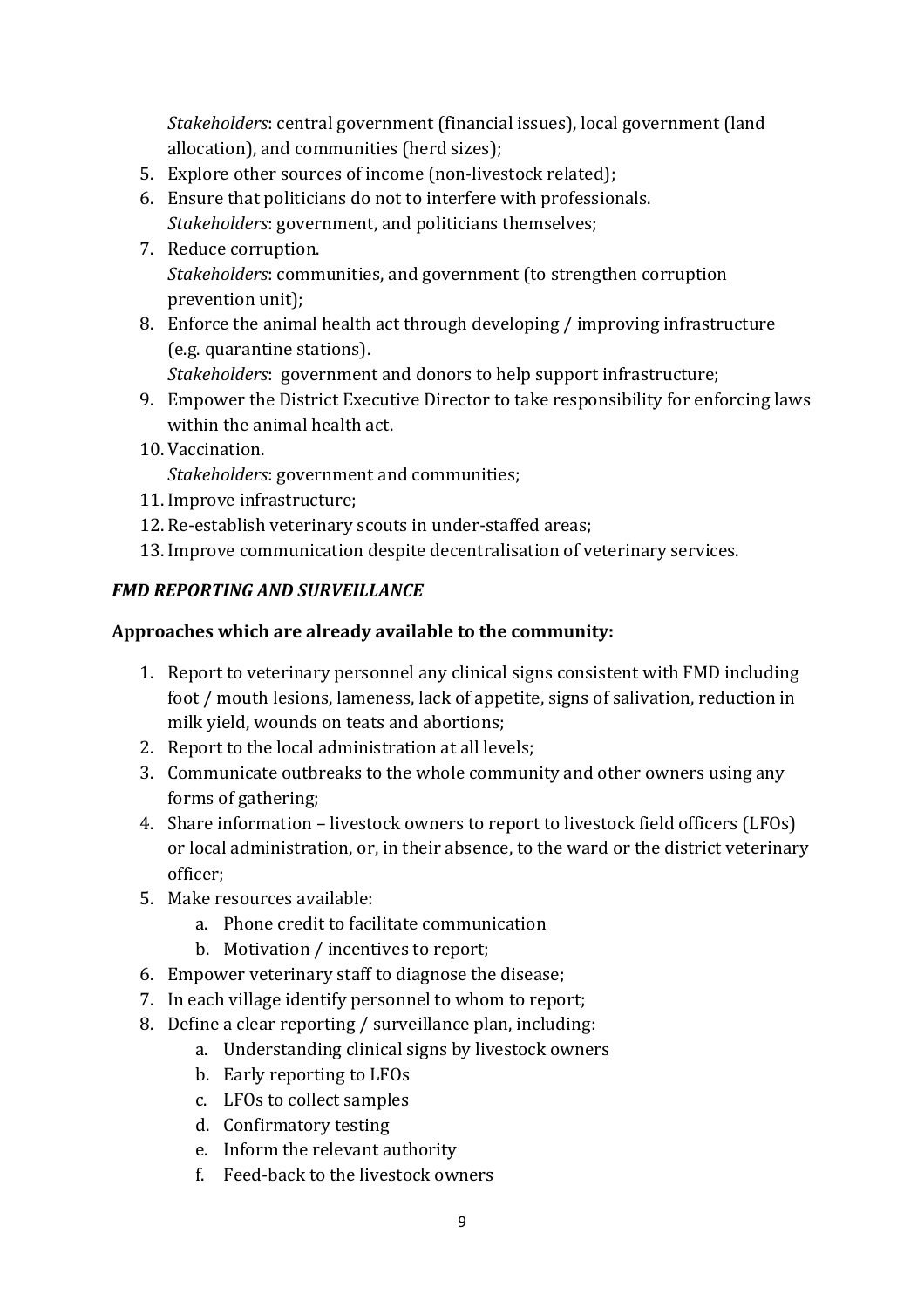*Stakeholders*: central government (financial issues), local government (land allocation), and communities (herd sizes);

5. Explore other sources of income (non-livestock related);
6. Ensure that politicians do not to interfere with professionals.
   *Stakeholders*: government, and politicians themselves;
7. Reduce corruption.
   *Stakeholders*: communities, and government (to strengthen corruption prevention unit);
8. Enforce the animal health act through developing / improving infrastructure (e.g. quarantine stations).
   *Stakeholders*: government and donors to help support infrastructure;
9. Empower the District Executive Director to take responsibility for enforcing laws within the animal health act.
10. Vaccination.
    *Stakeholders*: government and communities;
11. Improve infrastructure;
12. Re-establish veterinary scouts in under-staffed areas;
13. Improve communication despite decentralisation of veterinary services.

***FMD REPORTING AND SURVEILLANCE***

**Approaches which are already available to the community:**

1. Report to veterinary personnel any clinical signs consistent with FMD including foot / mouth lesions, lameness, lack of appetite, signs of salivation, reduction in milk yield, wounds on teats and abortions;
2. Report to the local administration at all levels;
3. Communicate outbreaks to the whole community and other owners using any forms of gathering;
4. Share information – livestock owners to report to livestock field officers (LFOs) or local administration, or, in their absence, to the ward or the district veterinary officer;
5. Make resources available:
   a. Phone credit to facilitate communication
   b. Motivation / incentives to report;
6. Empower veterinary staff to diagnose the disease;
7. In each village identify personnel to whom to report;
8. Define a clear reporting / surveillance plan, including:
   a. Understanding clinical signs by livestock owners
   b. Early reporting to LFOs
   c. LFOs to collect samples
   d. Confirmatory testing
   e. Inform the relevant authority
   f. Feed-back to the livestock owners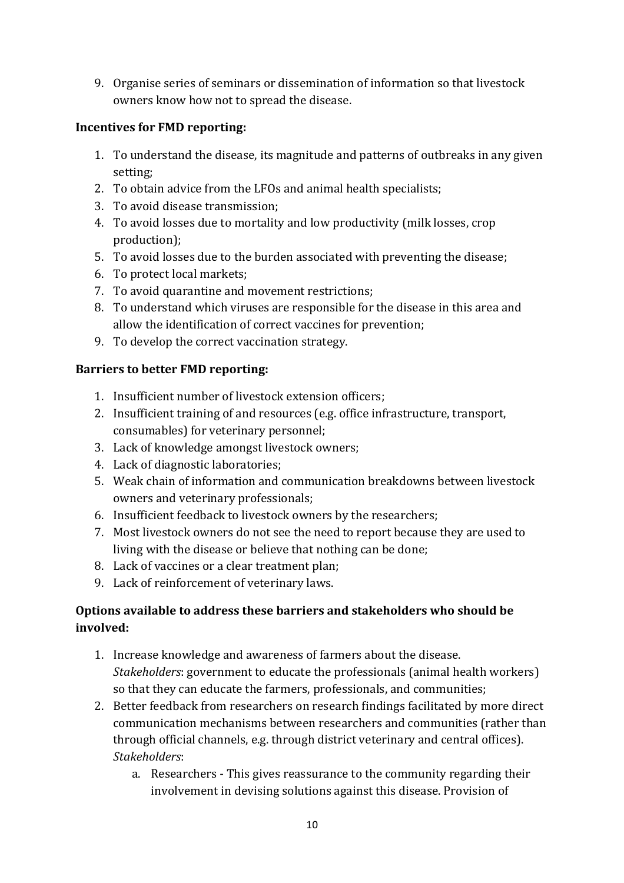9. Organise series of seminars or dissemination of information so that livestock owners know how not to spread the disease.

**Incentives for FMD reporting:**

1. To understand the disease, its magnitude and patterns of outbreaks in any given setting;
2. To obtain advice from the LFOs and animal health specialists;
3. To avoid disease transmission;
4. To avoid losses due to mortality and low productivity (milk losses, crop production);
5. To avoid losses due to the burden associated with preventing the disease;
6. To protect local markets;
7. To avoid quarantine and movement restrictions;
8. To understand which viruses are responsible for the disease in this area and allow the identification of correct vaccines for prevention;
9. To develop the correct vaccination strategy.

**Barriers to better FMD reporting:**

1. Insufficient number of livestock extension officers;
2. Insufficient training of and resources (e.g. office infrastructure, transport, consumables) for veterinary personnel;
3. Lack of knowledge amongst livestock owners;
4. Lack of diagnostic laboratories;
5. Weak chain of information and communication breakdowns between livestock owners and veterinary professionals;
6. Insufficient feedback to livestock owners by the researchers;
7. Most livestock owners do not see the need to report because they are used to living with the disease or believe that nothing can be done;
8. Lack of vaccines or a clear treatment plan;
9. Lack of reinforcement of veterinary laws.

**Options available to address these barriers and stakeholders who should be involved:**

1. Increase knowledge and awareness of farmers about the disease. *Stakeholders*: government to educate the professionals (animal health workers) so that they can educate the farmers, professionals, and communities;
2. Better feedback from researchers on research findings facilitated by more direct communication mechanisms between researchers and communities (rather than through official channels, e.g. through district veterinary and central offices). *Stakeholders*:
   a. Researchers - This gives reassurance to the community regarding their involvement in devising solutions against this disease. Provision of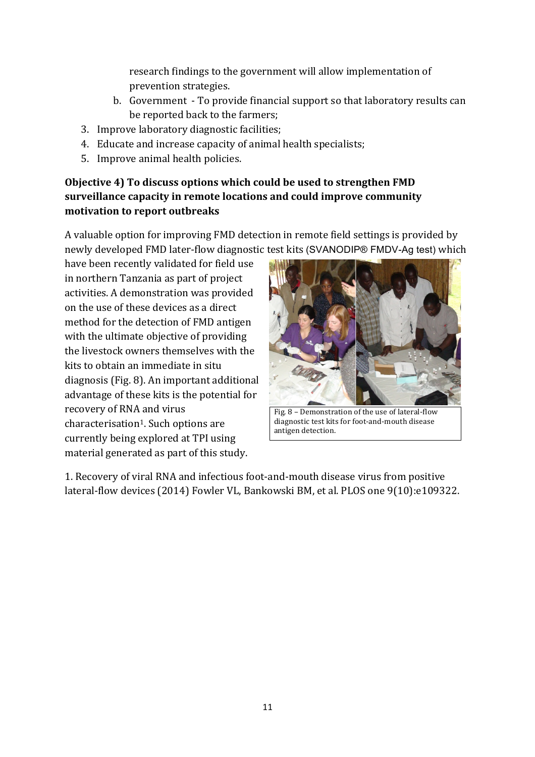research findings to the government will allow implementation of prevention strategies.

   b. Government - To provide financial support so that laboratory results can be reported back to the farmers;

3. Improve laboratory diagnostic facilities;
4. Educate and increase capacity of animal health specialists;
5. Improve animal health policies.

**Objective 4) To discuss options which could be used to strengthen FMD surveillance capacity in remote locations and could improve community motivation to report outbreaks**

A valuable option for improving FMD detection in remote field settings is provided by newly developed FMD later-flow diagnostic test kits (SVANODIP® FMDV-Ag test) which have been recently validated for field use in northern Tanzania as part of project activities. A demonstration was provided on the use of these devices as a direct method for the detection of FMD antigen with the ultimate objective of providing the livestock owners themselves with the kits to obtain an immediate in situ diagnosis (Fig. 8). An important additional advantage of these kits is the potential for recovery of RNA and virus characterisation[1]. Such options are currently being explored at TPI using material generated as part of this study.

Fig. 8 – Demonstration of the use of lateral-flow diagnostic test kits for foot-and-mouth disease antigen detection.

1. Recovery of viral RNA and infectious foot-and-mouth disease virus from positive lateral-flow devices (2014) Fowler VL, Bankowski BM, et al. PLOS one 9(10):e109322.